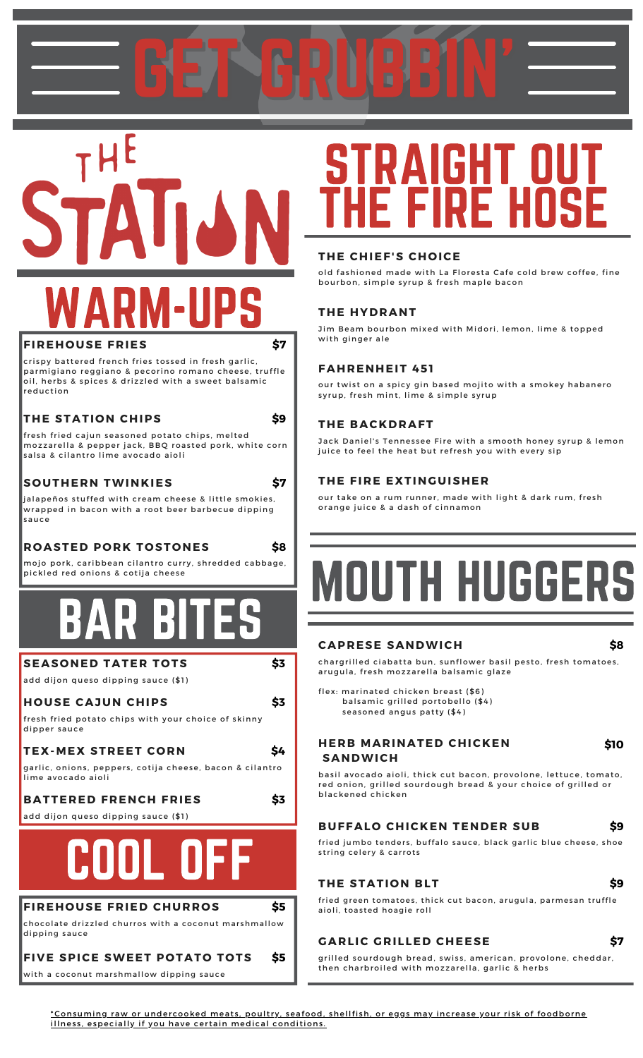# GET GRUBBIN'

# THE STATION

## WARM-UPS

### FIREHOUSE FRIES — $7

crispy battered french fries tossed in fresh garlic, parmigiano reggiano & pecorino romano cheese, truffle oil, herbs & spices & drizzled with a sweet balsamic reduction

### THE STATION CHIPS — $9

fresh fried cajun seasoned potato chips, melted mozzarella & pepper jack, BBQ roasted pork, white corn salsa & cilantro lime avocado aioli

### SOUTHERN TWINKIES — $7

jalapeños stuffed with cream cheese & little smokies, wrapped in bacon with a root beer barbecue dipping sauce

### ROASTED PORK TOSTONES — $8

mojo pork, caribbean cilantro curry, shredded cabbage, pickled red onions & cotija cheese

## BAR BITES

### SEASONED TATER TOTS — $3

add dijon queso dipping sauce ($1)

### HOUSE CAJUN CHIPS — $3

fresh fried potato chips with your choice of skinny dipper sauce

### TEX-MEX STREET CORN — $4

garlic, onions, peppers, cotija cheese, bacon & cilantro lime avocado aioli

### BATTERED FRENCH FRIES — $3

add dijon queso dipping sauce ($1)

## COOL OFF

### FIREHOUSE FRIED CHURROS — $5

chocolate drizzled churros with a coconut marshmallow dipping sauce

### FIVE SPICE SWEET POTATO TOTS — $5

with a coconut marshmallow dipping sauce

## STRAIGHT OUT THE FIRE HOSE

### THE CHIEF'S CHOICE

old fashioned made with La Floresta Cafe cold brew coffee, fine bourbon, simple syrup & fresh maple bacon

### THE HYDRANT

Jim Beam bourbon mixed with Midori, lemon, lime & topped with ginger ale

### FAHRENHEIT 451

our twist on a spicy gin based mojito with a smokey habanero syrup, fresh mint, lime & simple syrup

### THE BACKDRAFT

Jack Daniel's Tennessee Fire with a smooth honey syrup & lemon juice to feel the heat but refresh you with every sip

### THE FIRE EXTINGUISHER

our take on a rum runner, made with light & dark rum, fresh orange juice & a dash of cinnamon

## MOUTH HUGGERS

### CAPRESE SANDWICH — $8

chargrilled ciabatta bun, sunflower basil pesto, fresh tomatoes, arugula, fresh mozzarella balsamic glaze

flex: marinated chicken breast ($6)
balsamic grilled portobello ($4)
seasoned angus patty ($4)

### HERB MARINATED CHICKEN SANDWICH — $10

basil avocado aioli, thick cut bacon, provolone, lettuce, tomato, red onion, grilled sourdough bread & your choice of grilled or blackened chicken

### BUFFALO CHICKEN TENDER SUB — $9

fried jumbo tenders, buffalo sauce, black garlic blue cheese, shoe string celery & carrots

### THE STATION BLT — $9

fried green tomatoes, thick cut bacon, arugula, parmesan truffle aioli, toasted hoagie roll

### GARLIC GRILLED CHEESE — $7

grilled sourdough bread, swiss, american, provolone, cheddar, then charbroiled with mozzarella, garlic & herbs

*Consuming raw or undercooked meats, poultry, seafood, shellfish, or eggs may increase your risk of foodborne illness, especially if you have certain medical conditions.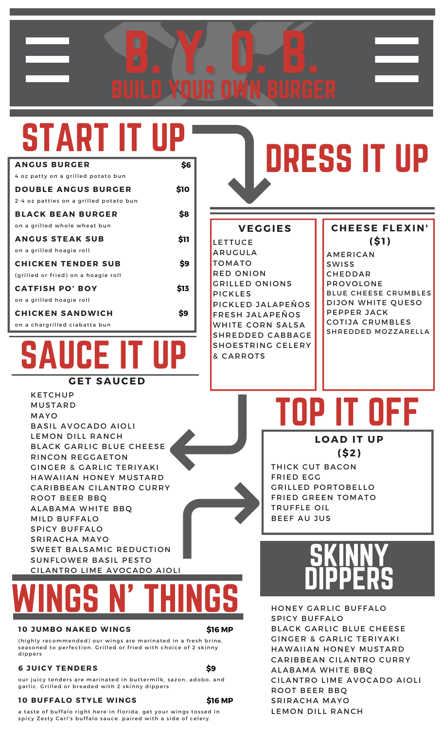# B. Y. O. B.

## BUILD YOUR OWN BURGER

## START IT UP

**ANGUS BURGER** — **$6**
4 oz patty on a grilled potato bun

**DOUBLE ANGUS BURGER** — **$10**
2-4 oz patties on a grilled potato bun

**BLACK BEAN BURGER** — **$8**
on a grilled whole wheat bun

**ANGUS STEAK SUB** — **$11**
on a grilled hoagie roll

**CHICKEN TENDER SUB** — **$9**
(grilled or fried) on a hoagie roll

**CATFISH PO' BOY** — **$13**
on a grilled hoagie roll

**CHICKEN SANDWICH** — **$9**
on a chargrilled ciabatta bun

## DRESS IT UP

### VEGGIES

LETTUCE
ARUGULA
TOMATO
RED ONION
GRILLED ONIONS
PICKLES
PICKLED JALAPEÑOS
FRESH JALAPEÑOS
WHITE CORN SALSA
SHREDDED CABBAGE
SHOESTRING CELERY & CARROTS

### CHEESE FLEXIN' ($1)

AMERICAN
SWISS
CHEDDAR
PROVOLONE
BLUE CHEESE CRUMBLES
DIJON WHITE QUESO
PEPPER JACK
COTIJA CRUMBLES
SHREDDED MOZZARELLA

## SAUCE IT UP

### GET SAUCED

KETCHUP
MUSTARD
MAYO
BASIL AVOCADO AIOLI
LEMON DILL RANCH
BLACK GARLIC BLUE CHEESE
RINCON REGGAETON
GINGER & GARLIC TERIYAKI
HAWAIIAN HONEY MUSTARD
CARIBBEAN CILANTRO CURRY
ROOT BEER BBQ
ALABAMA WHITE BBQ
MILD BUFFALO
SPICY BUFFALO
SRIRACHA MAYO
SWEET BALSAMIC REDUCTION
SUNFLOWER BASIL PESTO
CILANTRO LIME AVOCADO AIOLI

## TOP IT OFF

### LOAD IT UP ($2)

THICK CUT BACON
FRIED EGG
GRILLED PORTOBELLO
FRIED GREEN TOMATO
TRUFFLE OIL
BEEF AU JUS

## WINGS N' THINGS

**10 JUMBO NAKED WINGS** — **$16 MP**
(highly recommended) our wings are marinated in a fresh brine, seasoned to perfection. Grilled or fried with choice of 2 skinny dippers

**6 JUICY TENDERS** — **$9**
our juicy tenders are marinated in buttermilk, sazon, adobo, and garlic. Grilled or breaded with 2 skinny dippers

**10 BUFFALO STYLE WINGS** — **$16 MP**
a taste of buffalo right here in florida. get your wings tossed in spicy Zesty Carl's buffalo sauce. paired with a side of celery.

## SKINNY DIPPERS

HONEY GARLIC BUFFALO
SPICY BUFFALO
BLACK GARLIC BLUE CHEESE
GINGER & GARLIC TERIYAKI
HAWAIIAN HONEY MUSTARD
CARIBBEAN CILANTRO CURRY
ALABAMA WHITE BBQ
CILANTRO LIME AVOCADO AIOLI
ROOT BEER BBQ
SRIRACHA MAYO
LEMON DILL RANCH